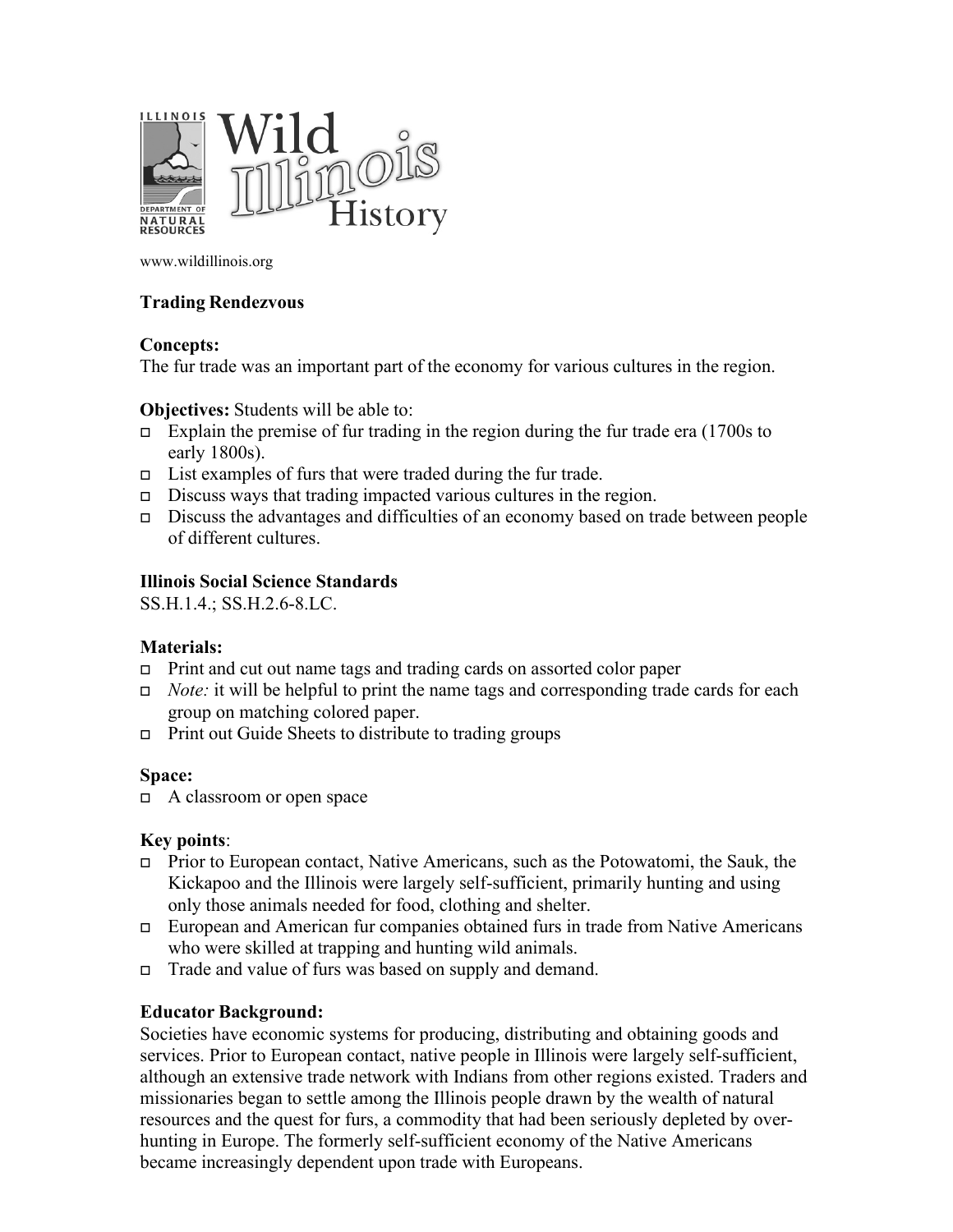www.wildillinois.org

## Trading Rendezvous

**Concepts:**
The fur trade was an important part of the economy for various cultures in the region.

**Objectives:** Students will be able to:

- Explain the premise of fur trading in the region during the fur trade era (1700s to early 1800s).
- List examples of furs that were traded during the fur trade.
- Discuss ways that trading impacted various cultures in the region.
- Discuss the advantages and difficulties of an economy based on trade between people of different cultures.

**Illinois Social Science Standards**
SS.H.1.4.; SS.H.2.6-8.LC.

**Materials:**

- Print and cut out name tags and trading cards on assorted color paper
- *Note:* it will be helpful to print the name tags and corresponding trade cards for each group on matching colored paper.
- Print out Guide Sheets to distribute to trading groups

**Space:**

- A classroom or open space

**Key points**:

- Prior to European contact, Native Americans, such as the Potowatomi, the Sauk, the Kickapoo and the Illinois were largely self-sufficient, primarily hunting and using only those animals needed for food, clothing and shelter.
- European and American fur companies obtained furs in trade from Native Americans who were skilled at trapping and hunting wild animals.
- Trade and value of furs was based on supply and demand.

**Educator Background:**
Societies have economic systems for producing, distributing and obtaining goods and services. Prior to European contact, native people in Illinois were largely self-sufficient, although an extensive trade network with Indians from other regions existed. Traders and missionaries began to settle among the Illinois people drawn by the wealth of natural resources and the quest for furs, a commodity that had been seriously depleted by over-hunting in Europe. The formerly self-sufficient economy of the Native Americans became increasingly dependent upon trade with Europeans.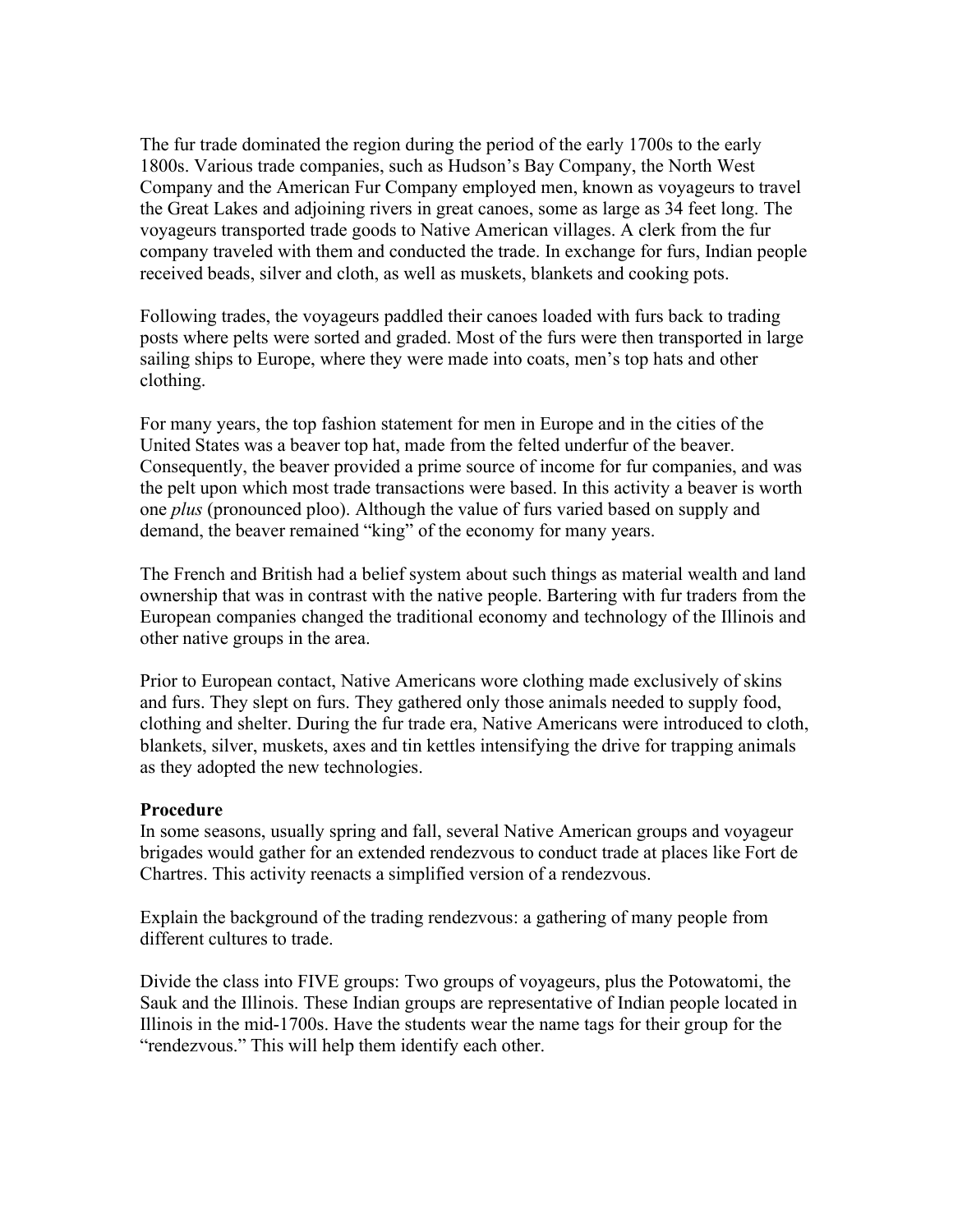The fur trade dominated the region during the period of the early 1700s to the early 1800s. Various trade companies, such as Hudson's Bay Company, the North West Company and the American Fur Company employed men, known as voyageurs to travel the Great Lakes and adjoining rivers in great canoes, some as large as 34 feet long. The voyageurs transported trade goods to Native American villages. A clerk from the fur company traveled with them and conducted the trade. In exchange for furs, Indian people received beads, silver and cloth, as well as muskets, blankets and cooking pots.

Following trades, the voyageurs paddled their canoes loaded with furs back to trading posts where pelts were sorted and graded. Most of the furs were then transported in large sailing ships to Europe, where they were made into coats, men's top hats and other clothing.

For many years, the top fashion statement for men in Europe and in the cities of the United States was a beaver top hat, made from the felted underfur of the beaver. Consequently, the beaver provided a prime source of income for fur companies, and was the pelt upon which most trade transactions were based. In this activity a beaver is worth one *plus* (pronounced ploo). Although the value of furs varied based on supply and demand, the beaver remained "king" of the economy for many years.

The French and British had a belief system about such things as material wealth and land ownership that was in contrast with the native people. Bartering with fur traders from the European companies changed the traditional economy and technology of the Illinois and other native groups in the area.

Prior to European contact, Native Americans wore clothing made exclusively of skins and furs. They slept on furs. They gathered only those animals needed to supply food, clothing and shelter. During the fur trade era, Native Americans were introduced to cloth, blankets, silver, muskets, axes and tin kettles intensifying the drive for trapping animals as they adopted the new technologies.

**Procedure**

In some seasons, usually spring and fall, several Native American groups and voyageur brigades would gather for an extended rendezvous to conduct trade at places like Fort de Chartres. This activity reenacts a simplified version of a rendezvous.

Explain the background of the trading rendezvous: a gathering of many people from different cultures to trade.

Divide the class into FIVE groups: Two groups of voyageurs, plus the Potowatomi, the Sauk and the Illinois. These Indian groups are representative of Indian people located in Illinois in the mid-1700s. Have the students wear the name tags for their group for the "rendezvous." This will help them identify each other.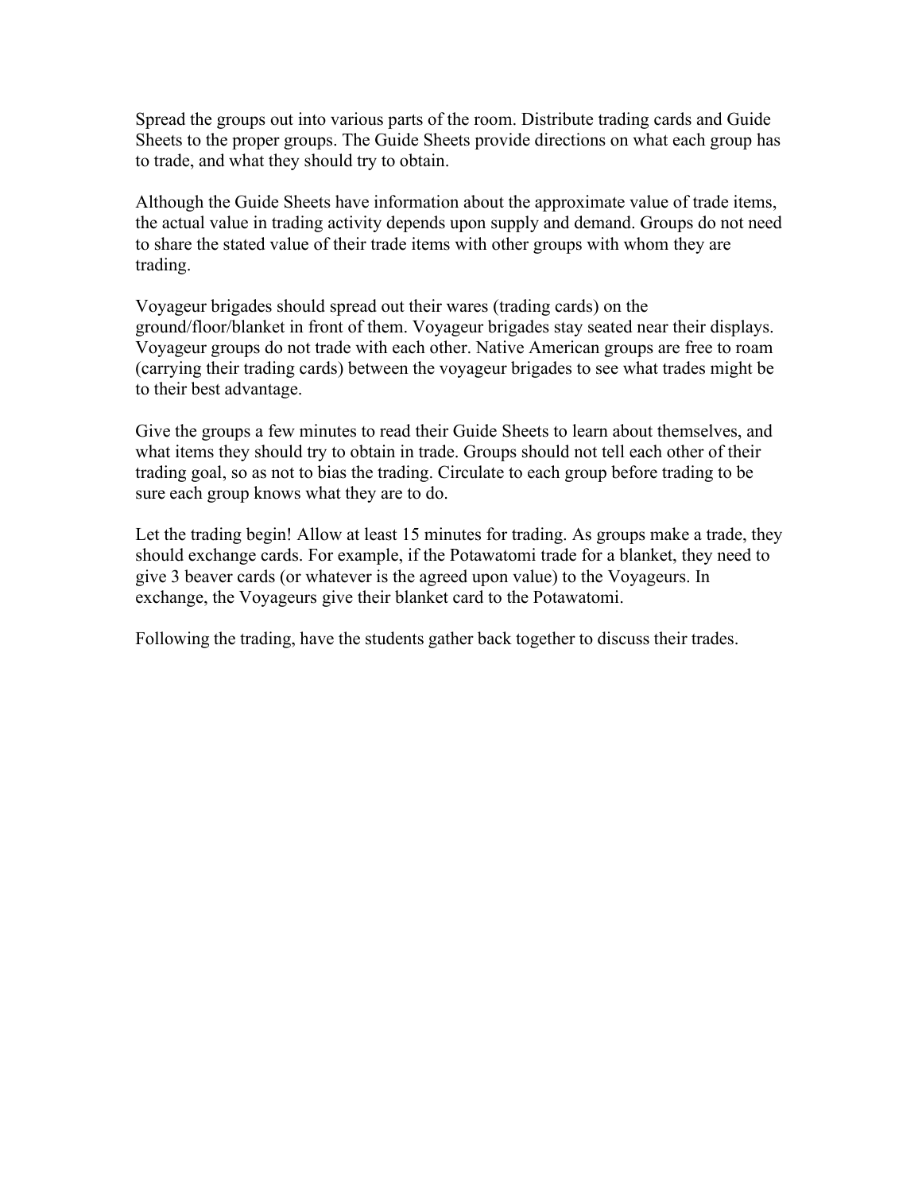Spread the groups out into various parts of the room. Distribute trading cards and Guide Sheets to the proper groups. The Guide Sheets provide directions on what each group has to trade, and what they should try to obtain.

Although the Guide Sheets have information about the approximate value of trade items, the actual value in trading activity depends upon supply and demand. Groups do not need to share the stated value of their trade items with other groups with whom they are trading.

Voyageur brigades should spread out their wares (trading cards) on the ground/floor/blanket in front of them. Voyageur brigades stay seated near their displays. Voyageur groups do not trade with each other. Native American groups are free to roam (carrying their trading cards) between the voyageur brigades to see what trades might be to their best advantage.

Give the groups a few minutes to read their Guide Sheets to learn about themselves, and what items they should try to obtain in trade. Groups should not tell each other of their trading goal, so as not to bias the trading. Circulate to each group before trading to be sure each group knows what they are to do.

Let the trading begin! Allow at least 15 minutes for trading. As groups make a trade, they should exchange cards. For example, if the Potawatomi trade for a blanket, they need to give 3 beaver cards (or whatever is the agreed upon value) to the Voyageurs. In exchange, the Voyageurs give their blanket card to the Potawatomi.

Following the trading, have the students gather back together to discuss their trades.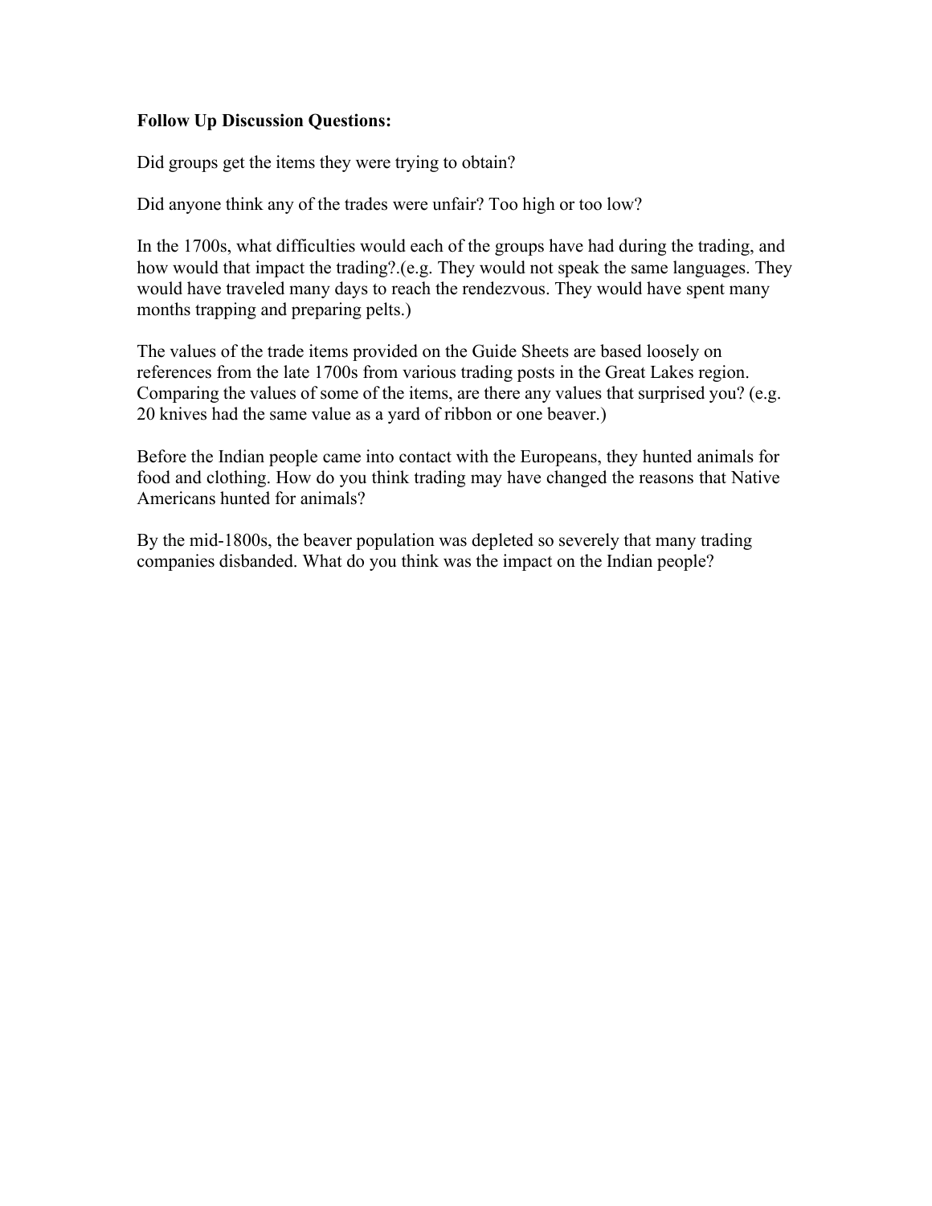**Follow Up Discussion Questions:**

Did groups get the items they were trying to obtain?

Did anyone think any of the trades were unfair? Too high or too low?

In the 1700s, what difficulties would each of the groups have had during the trading, and how would that impact the trading?.(e.g. They would not speak the same languages. They would have traveled many days to reach the rendezvous. They would have spent many months trapping and preparing pelts.)

The values of the trade items provided on the Guide Sheets are based loosely on references from the late 1700s from various trading posts in the Great Lakes region. Comparing the values of some of the items, are there any values that surprised you? (e.g. 20 knives had the same value as a yard of ribbon or one beaver.)

Before the Indian people came into contact with the Europeans, they hunted animals for food and clothing. How do you think trading may have changed the reasons that Native Americans hunted for animals?

By the mid-1800s, the beaver population was depleted so severely that many trading companies disbanded. What do you think was the impact on the Indian people?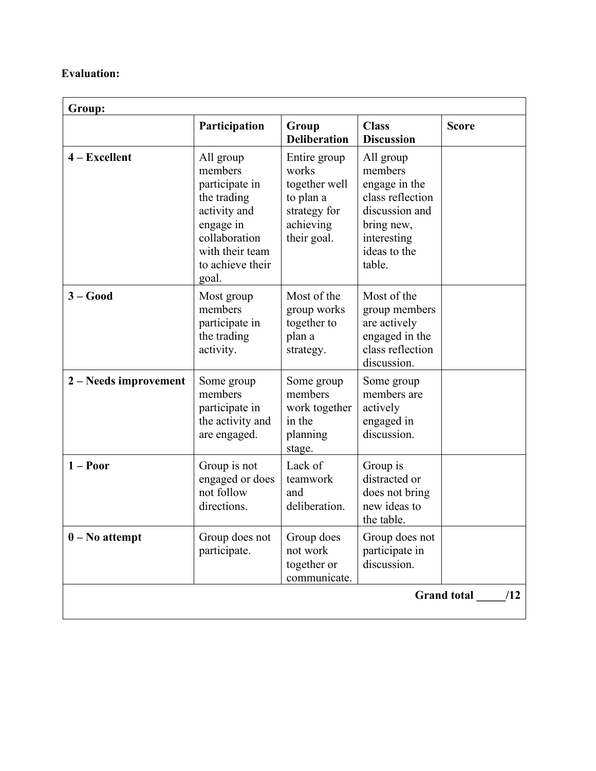**Evaluation:**

| **Group:** | | | | |
|---|---|---|---|---|
| | **Participation** | **Group Deliberation** | **Class Discussion** | **Score** |
| **4 – Excellent** | All group members participate in the trading activity and engage in collaboration with their team to achieve their goal. | Entire group works together well to plan a strategy for achieving their goal. | All group members engage in the class reflection discussion and bring new, interesting ideas to the table. | |
| **3 – Good** | Most group members participate in the trading activity. | Most of the group works together to plan a strategy. | Most of the group members are actively engaged in the class reflection discussion. | |
| **2 – Needs improvement** | Some group members participate in the activity and are engaged. | Some group members work together in the planning stage. | Some group members are actively engaged in discussion. | |
| **1 – Poor** | Group is not engaged or does not follow directions. | Lack of teamwork and deliberation. | Group is distracted or does not bring new ideas to the table. | |
| **0 – No attempt** | Group does not participate. | Group does not work together or communicate. | Group does not participate in discussion. | |
| | | | | **Grand total _____/12** |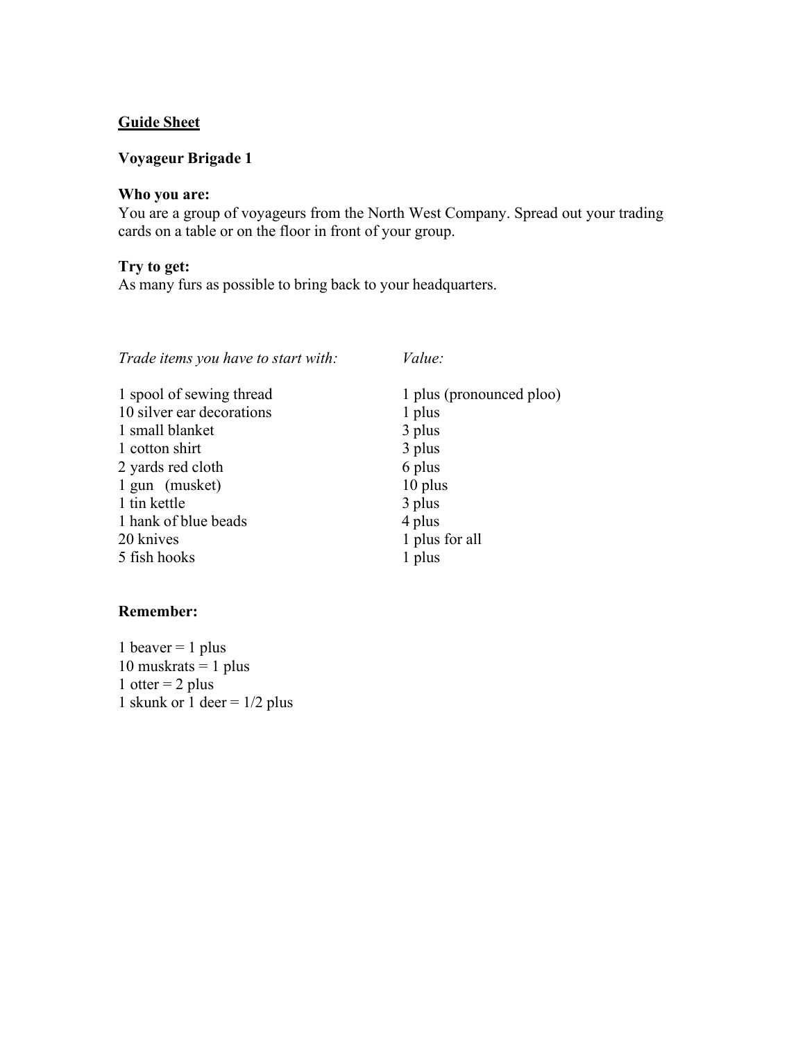<u>**Guide Sheet**</u>

**Voyageur Brigade 1**

**Who you are:**
You are a group of voyageurs from the North West Company. Spread out your trading cards on a table or on the floor in front of your group.

**Try to get:**
As many furs as possible to bring back to your headquarters.

| *Trade items you have to start with:* | *Value:* |
|---|---|
| 1 spool of sewing thread | 1 plus (pronounced ploo) |
| 10 silver ear decorations | 1 plus |
| 1 small blanket | 3 plus |
| 1 cotton shirt | 3 plus |
| 2 yards red cloth | 6 plus |
| 1 gun (musket) | 10 plus |
| 1 tin kettle | 3 plus |
| 1 hank of blue beads | 4 plus |
| 20 knives | 1 plus for all |
| 5 fish hooks | 1 plus |

**Remember:**

1 beaver = 1 plus
10 muskrats = 1 plus
1 otter = 2 plus
1 skunk or 1 deer = 1/2 plus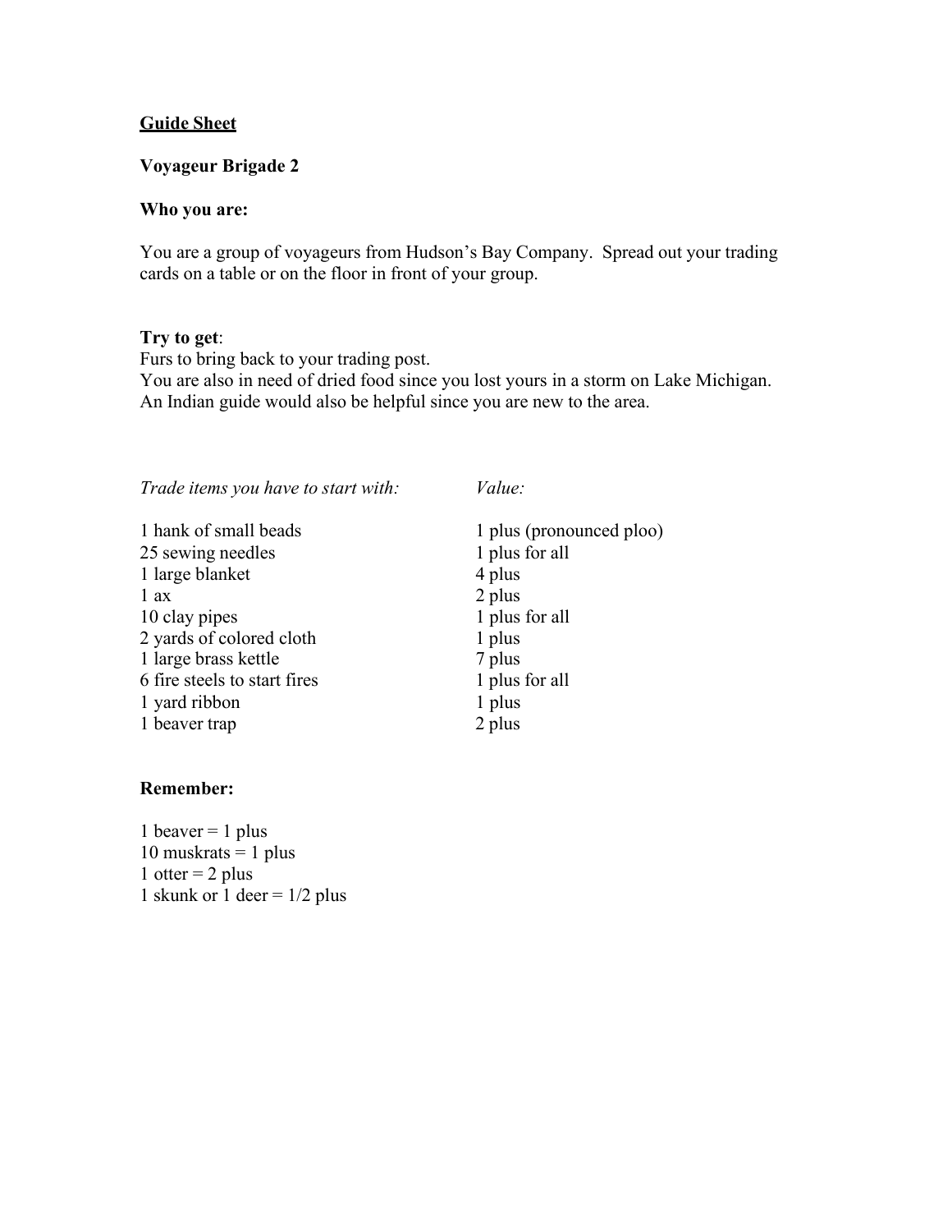**<u>Guide Sheet</u>**

**Voyageur Brigade 2**

**Who you are:**

You are a group of voyageurs from Hudson's Bay Company. Spread out your trading cards on a table or on the floor in front of your group.

**Try to get**:
Furs to bring back to your trading post.
You are also in need of dried food since you lost yours in a storm on Lake Michigan.
An Indian guide would also be helpful since you are new to the area.

| *Trade items you have to start with:* | *Value:* |
| --- | --- |
| 1 hank of small beads | 1 plus (pronounced ploo) |
| 25 sewing needles | 1 plus for all |
| 1 large blanket | 4 plus |
| 1 ax | 2 plus |
| 10 clay pipes | 1 plus for all |
| 2 yards of colored cloth | 1 plus |
| 1 large brass kettle | 7 plus |
| 6 fire steels to start fires | 1 plus for all |
| 1 yard ribbon | 1 plus |
| 1 beaver trap | 2 plus |

**Remember:**

1 beaver = 1 plus
10 muskrats = 1 plus
1 otter = 2 plus
1 skunk or 1 deer = 1/2 plus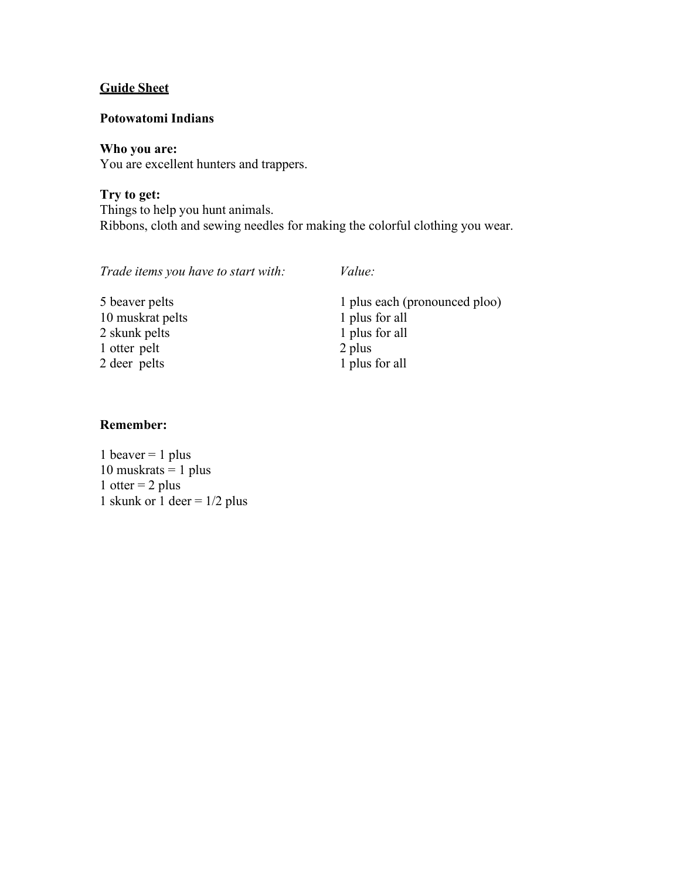<u>**Guide Sheet**</u>

**Potowatomi Indians**

**Who you are:**
You are excellent hunters and trappers.

**Try to get:**
Things to help you hunt animals.
Ribbons, cloth and sewing needles for making the colorful clothing you wear.

| *Trade items you have to start with:* | *Value:* |
|---|---|
| 5 beaver pelts | 1 plus each (pronounced ploo) |
| 10 muskrat pelts | 1 plus for all |
| 2 skunk pelts | 1 plus for all |
| 1 otter pelt | 2 plus |
| 2 deer pelts | 1 plus for all |

**Remember:**

1 beaver = 1 plus
10 muskrats = 1 plus
1 otter = 2 plus
1 skunk or 1 deer = 1/2 plus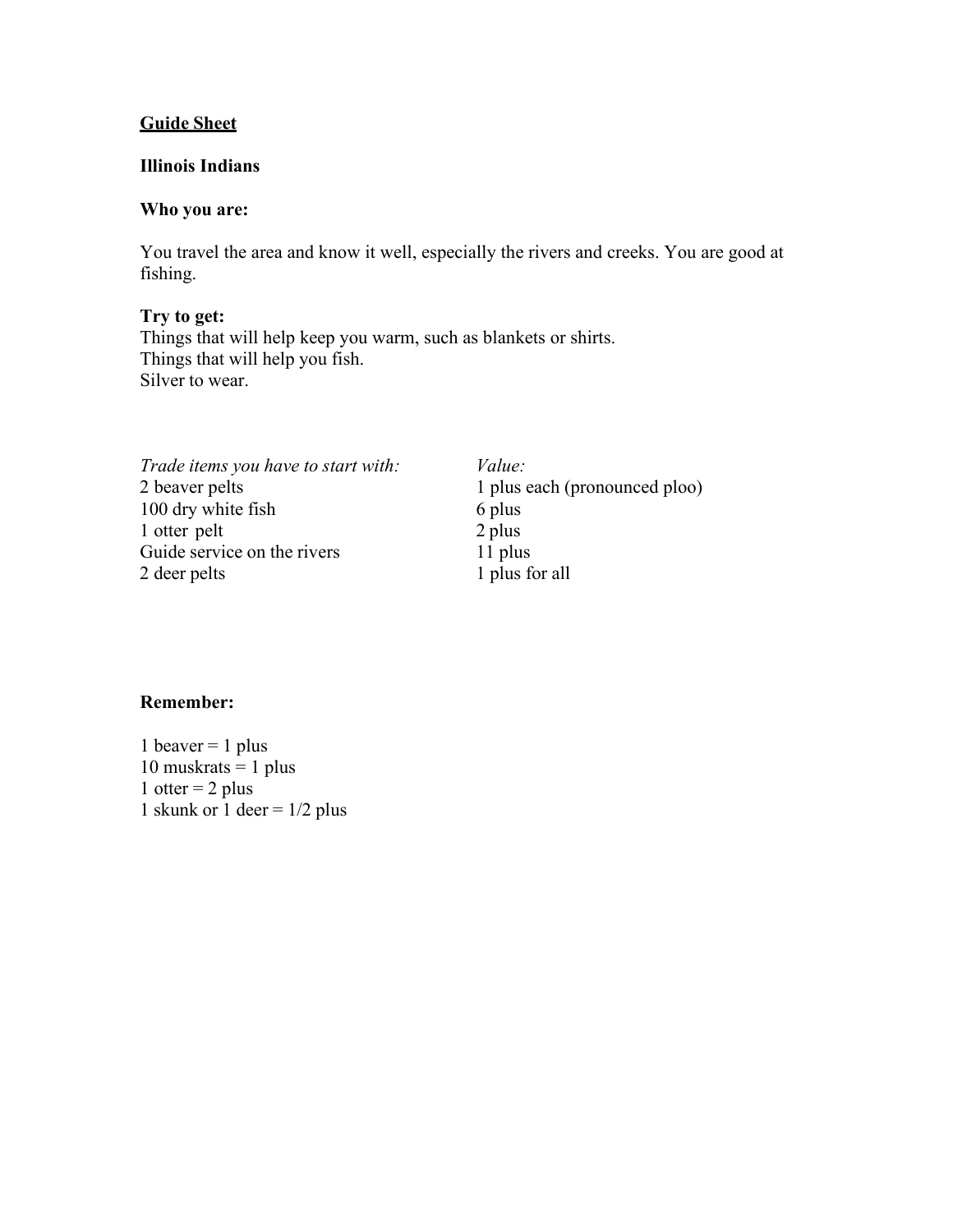**<u>Guide Sheet</u>**

**Illinois Indians**

**Who you are:**

You travel the area and know it well, especially the rivers and creeks. You are good at fishing.

**Try to get:**
Things that will help keep you warm, such as blankets or shirts.
Things that will help you fish.
Silver to wear.

| *Trade items you have to start with:* | *Value:* |
| --- | --- |
| 2 beaver pelts | 1 plus each (pronounced ploo) |
| 100 dry white fish | 6 plus |
| 1 otter pelt | 2 plus |
| Guide service on the rivers | 11 plus |
| 2 deer pelts | 1 plus for all |

**Remember:**

1 beaver = 1 plus
10 muskrats = 1 plus
1 otter = 2 plus
1 skunk or 1 deer = 1/2 plus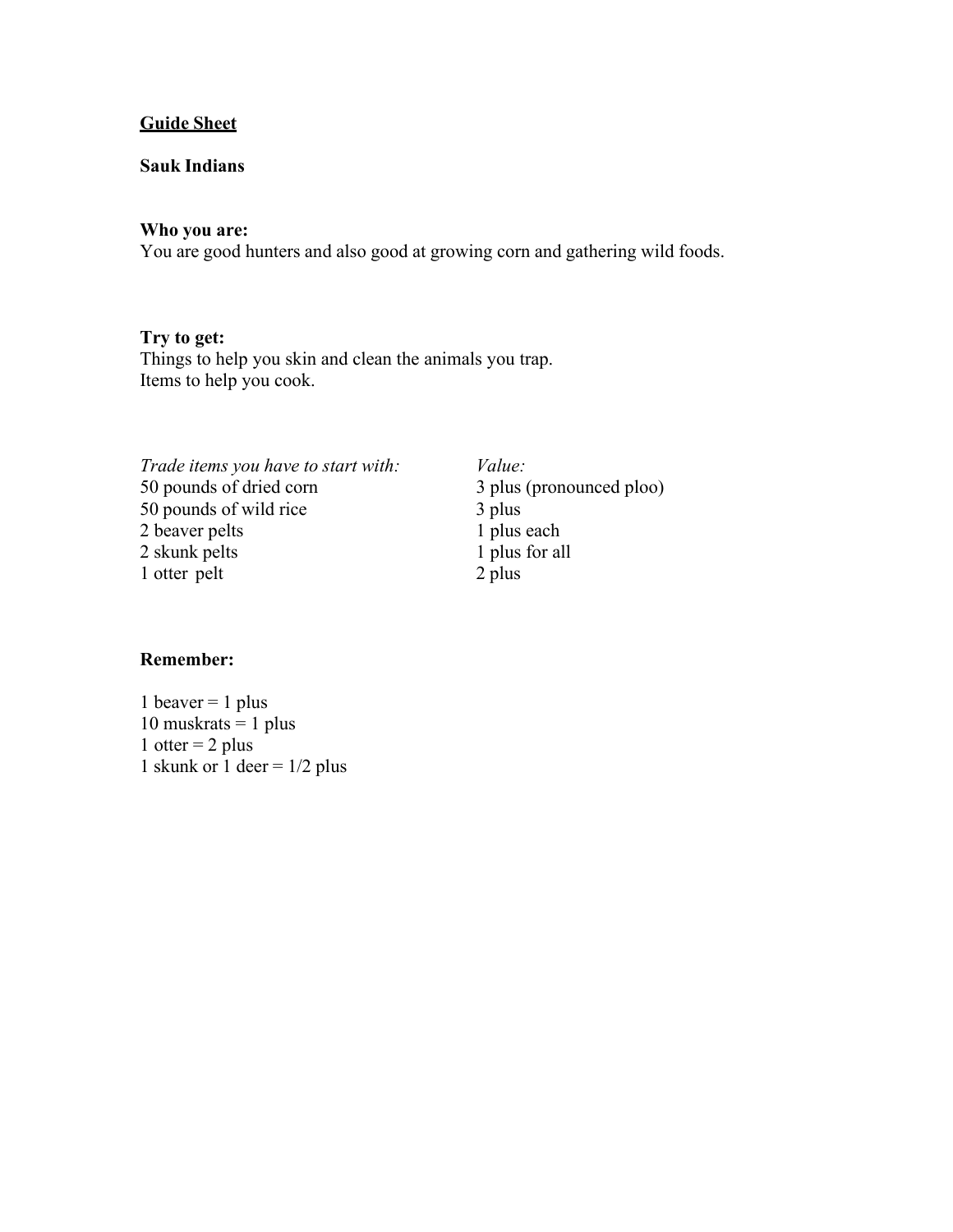**<u>Guide Sheet</u>**

**Sauk Indians**

**Who you are:**
You are good hunters and also good at growing corn and gathering wild foods.

**Try to get:**
Things to help you skin and clean the animals you trap.
Items to help you cook.

| *Trade items you have to start with:* | *Value:* |
|---|---|
| 50 pounds of dried corn | 3 plus (pronounced ploo) |
| 50 pounds of wild rice | 3 plus |
| 2 beaver pelts | 1 plus each |
| 2 skunk pelts | 1 plus for all |
| 1 otter pelt | 2 plus |

**Remember:**

1 beaver = 1 plus
10 muskrats = 1 plus
1 otter = 2 plus
1 skunk or 1 deer = 1/2 plus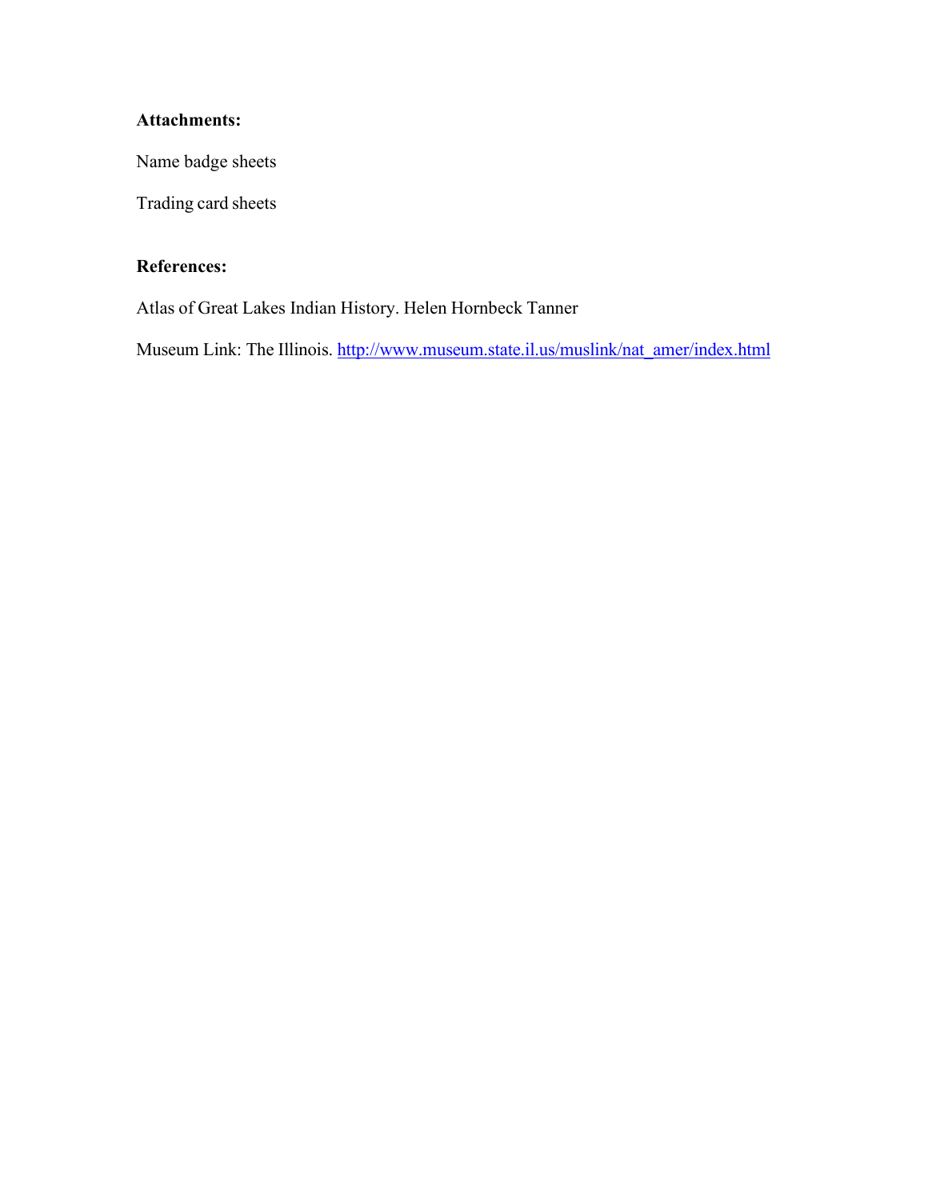**Attachments:**

Name badge sheets

Trading card sheets

**References:**

Atlas of Great Lakes Indian History. Helen Hornbeck Tanner

Museum Link: The Illinois. [http://www.museum.state.il.us/muslink/nat_amer/index.html](http://www.museum.state.il.us/muslink/nat_amer/index.html)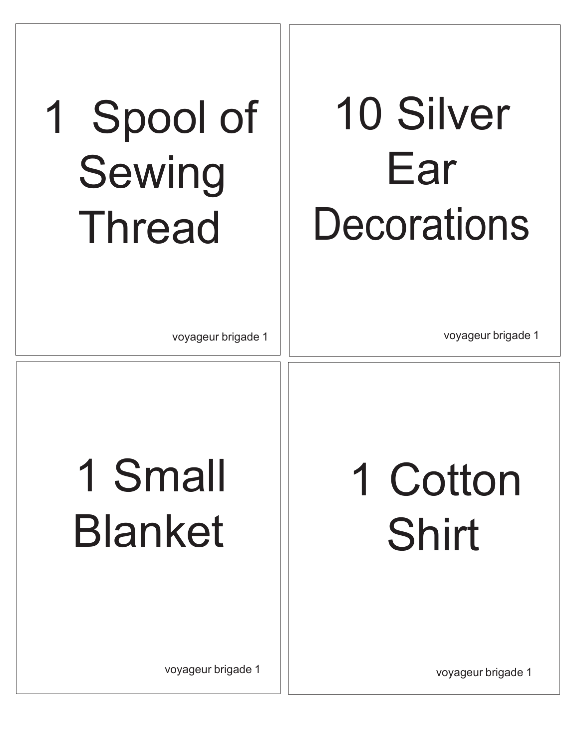1 Spool of Sewing Thread

voyageur brigade 1

10 Silver Ear Decorations

voyageur brigade 1

1 Small Blanket

voyageur brigade 1

1 Cotton Shirt

voyageur brigade 1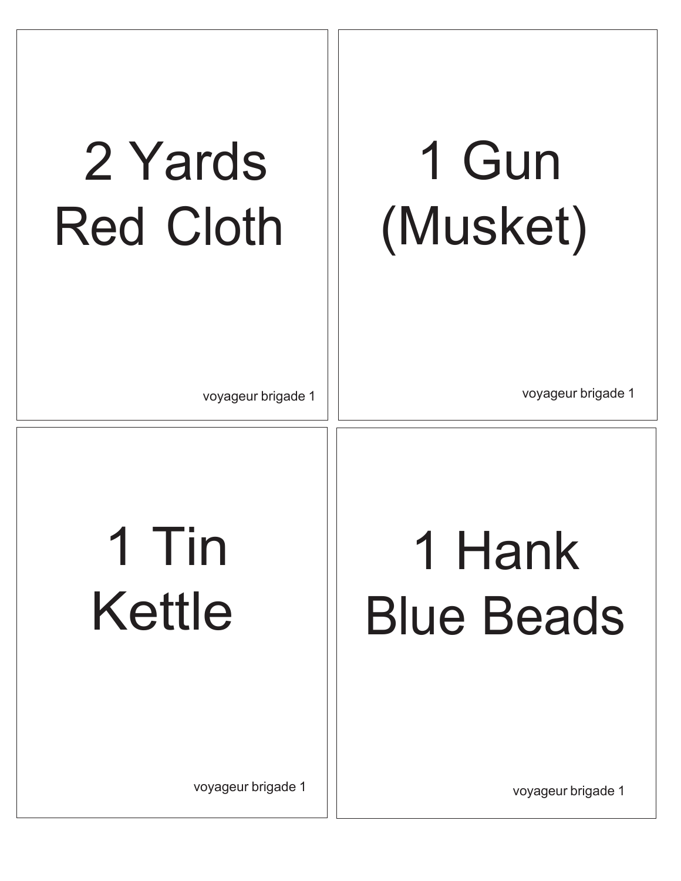2 Yards
Red Cloth

voyageur brigade 1

1 Gun
(Musket)

voyageur brigade 1

1 Tin
Kettle

voyageur brigade 1

1 Hank
Blue Beads

voyageur brigade 1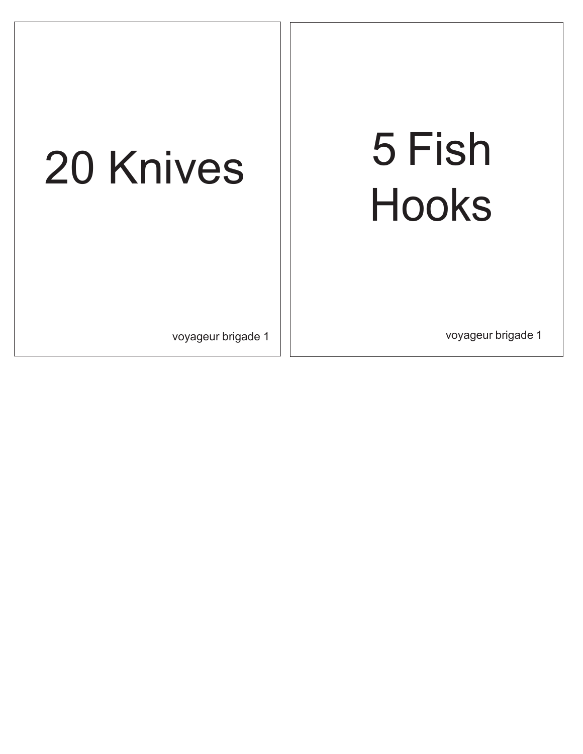20 Knives

voyageur brigade 1

5 Fish Hooks

voyageur brigade 1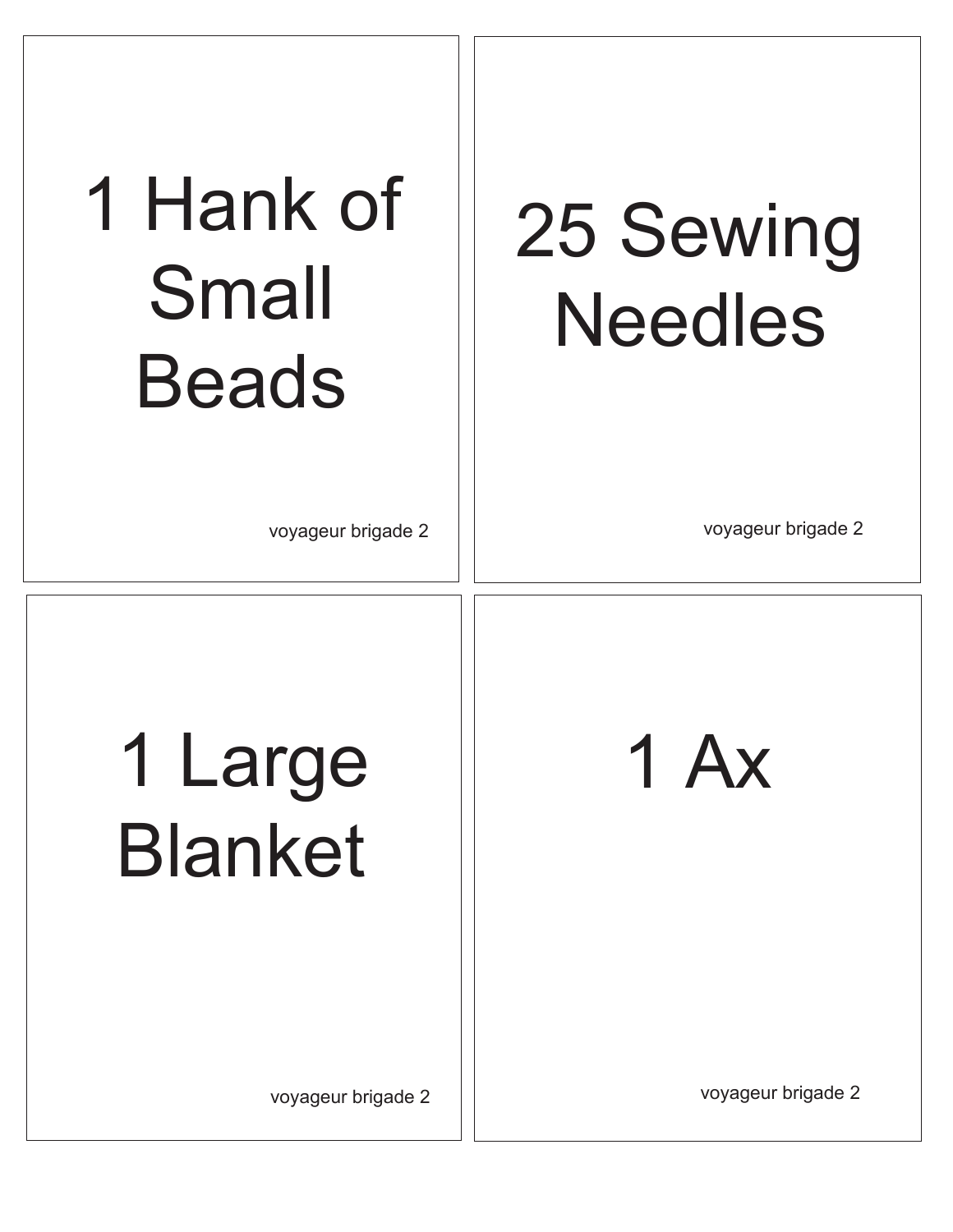1 Hank of Small Beads

voyageur brigade 2

25 Sewing Needles

voyageur brigade 2

1 Large Blanket

voyageur brigade 2

1 Ax

voyageur brigade 2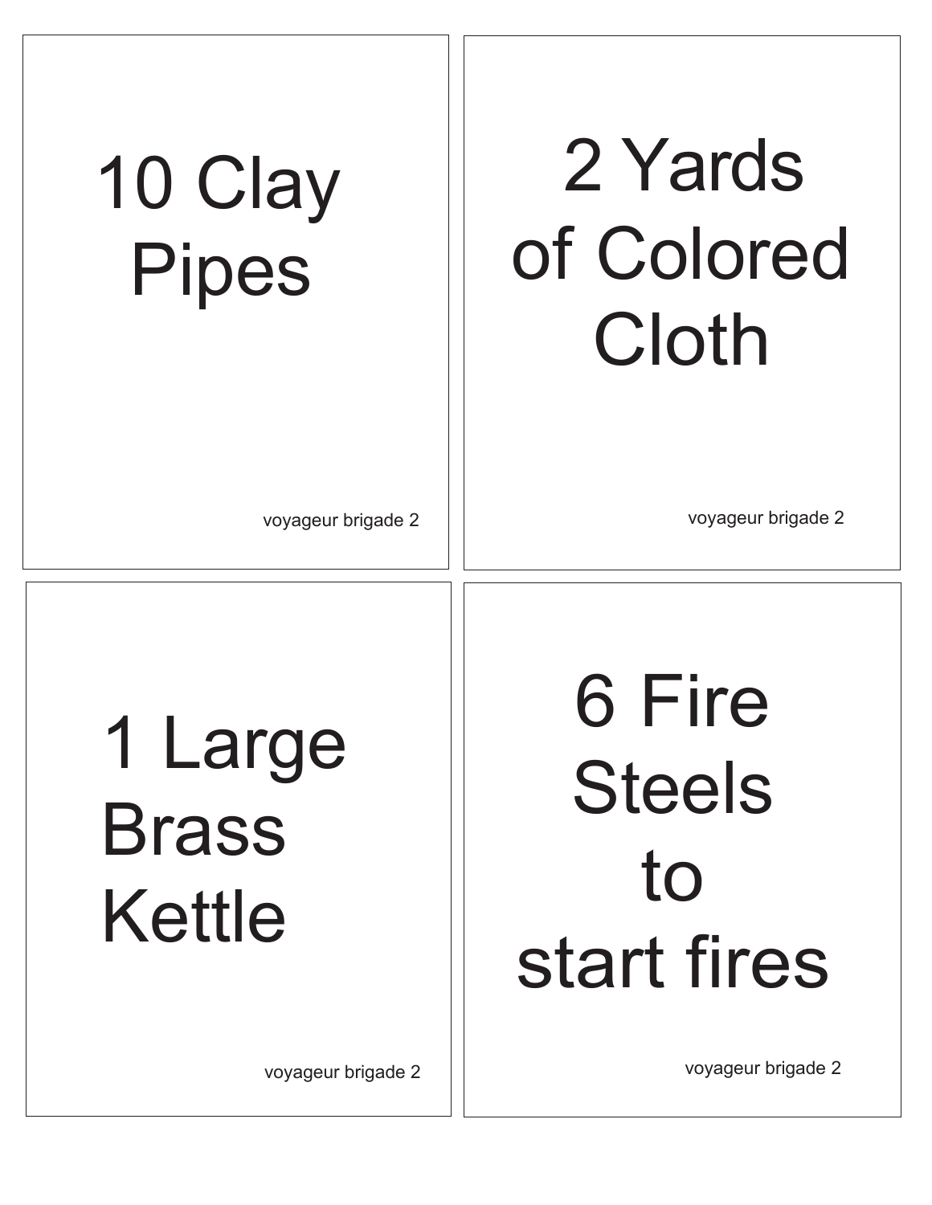10 Clay Pipes

voyageur brigade 2

2 Yards of Colored Cloth

voyageur brigade 2

1 Large Brass Kettle

voyageur brigade 2

6 Fire Steels to start fires

voyageur brigade 2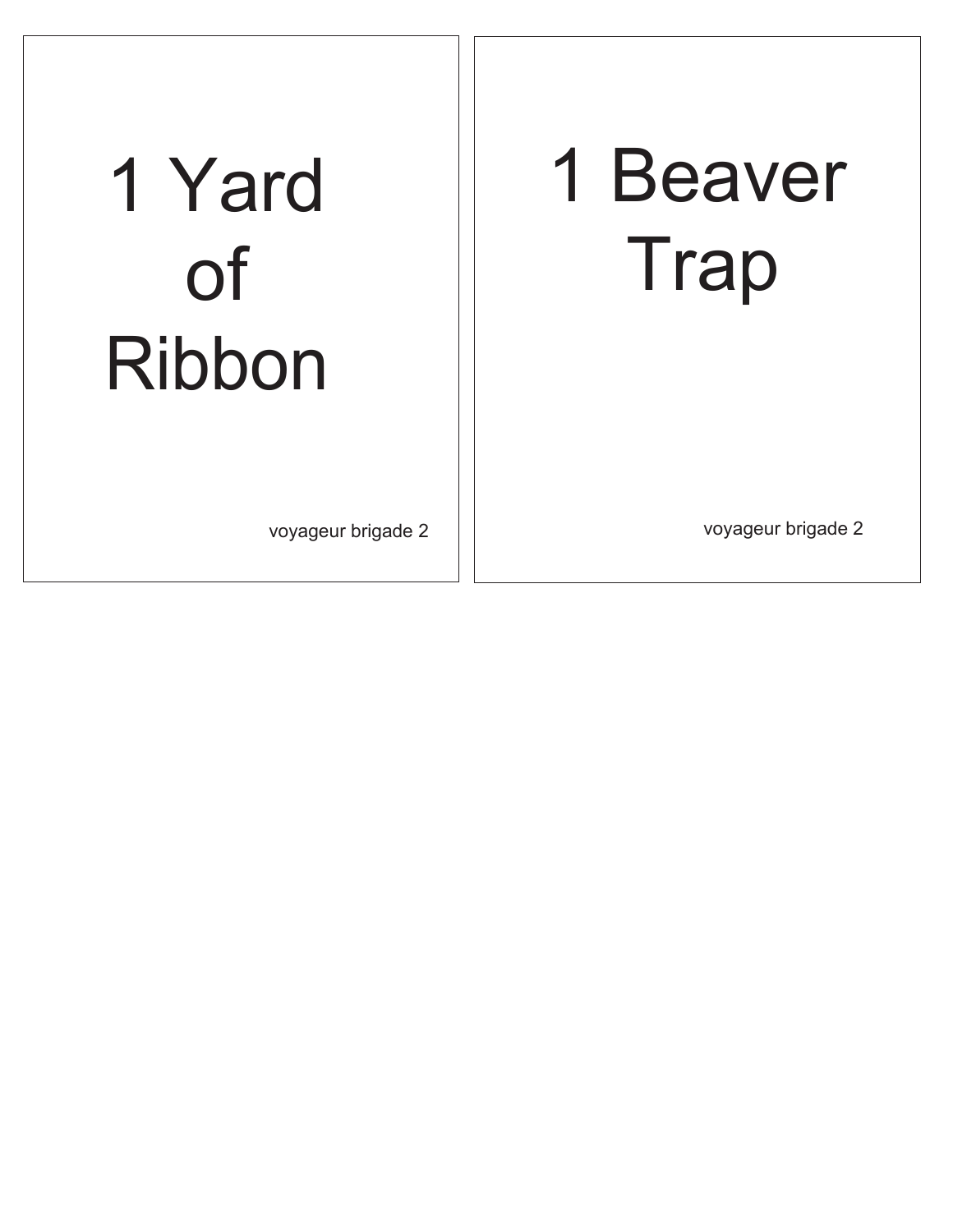1 Yard of Ribbon

voyageur brigade 2

1 Beaver Trap

voyageur brigade 2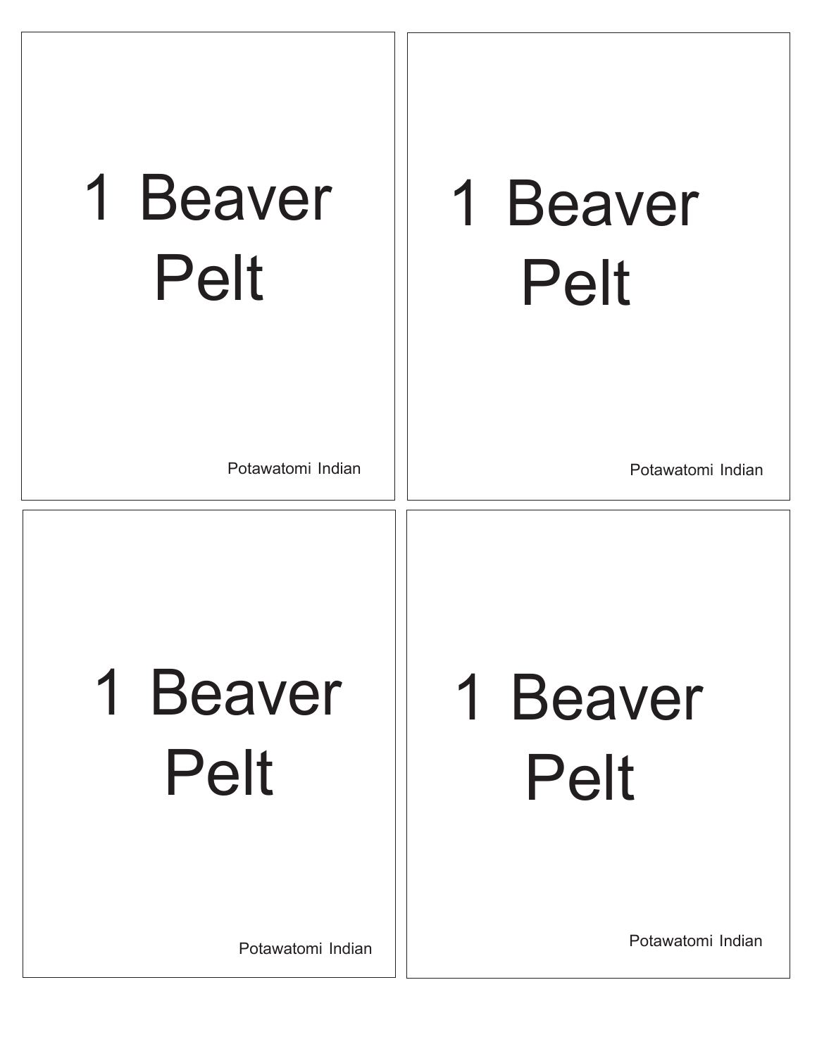1 Beaver Pelt

Potawatomi Indian

1 Beaver Pelt

Potawatomi Indian

1 Beaver Pelt

Potawatomi Indian

1 Beaver Pelt

Potawatomi Indian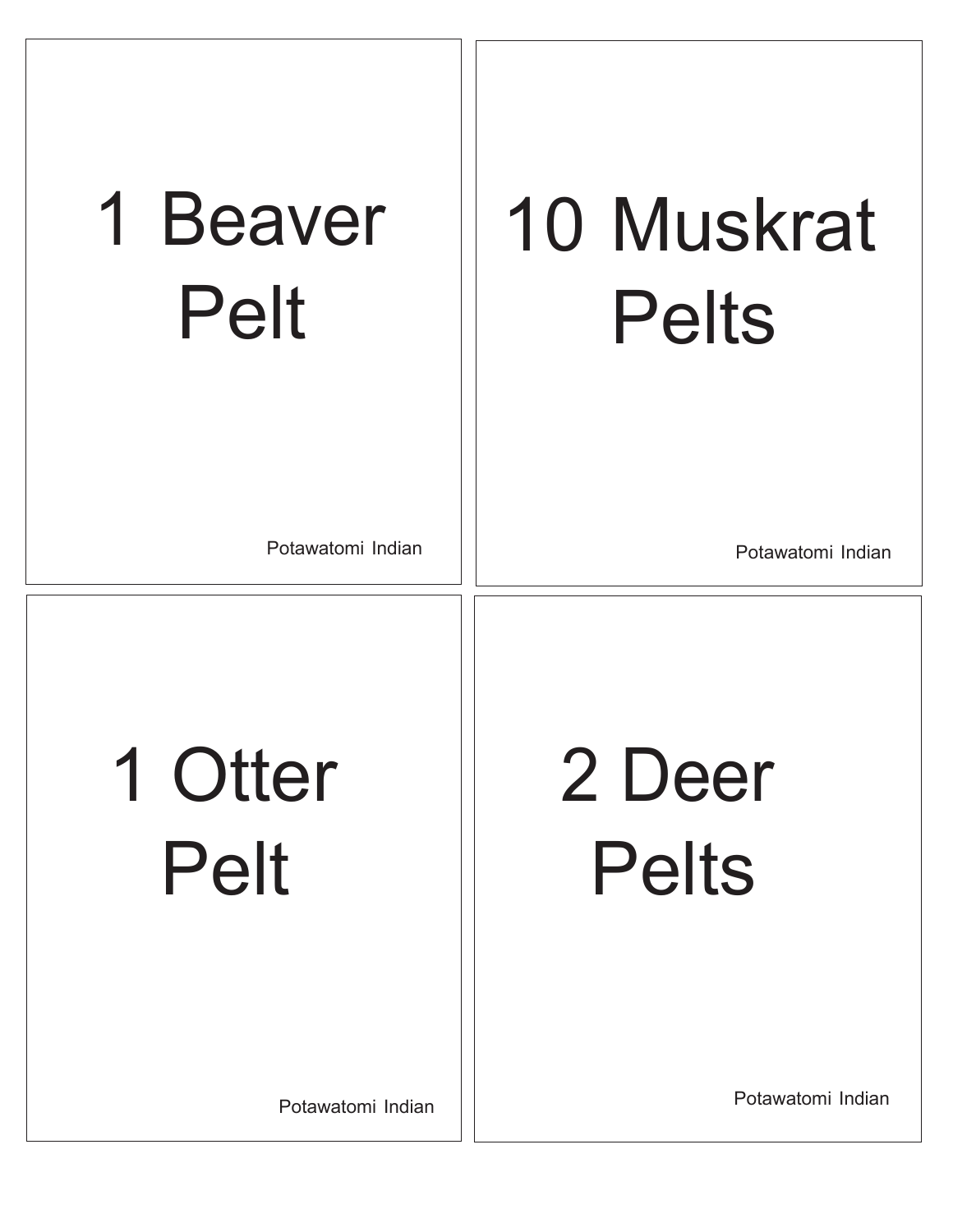1 Beaver
Pelt

Potawatomi Indian

10 Muskrat
Pelts

Potawatomi Indian

1 Otter
Pelt

Potawatomi Indian

2 Deer
Pelts

Potawatomi Indian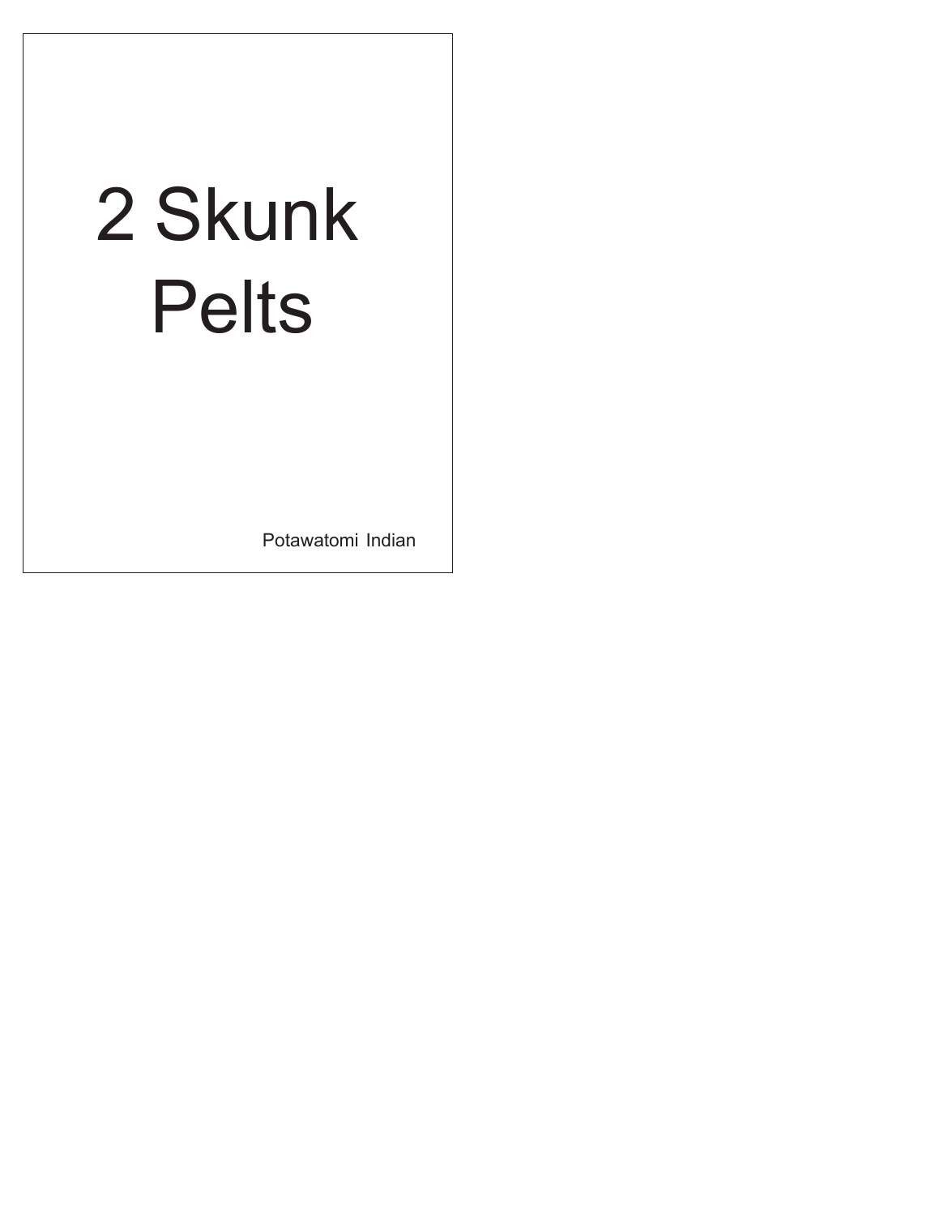# 2 Skunk Pelts

Potawatomi Indian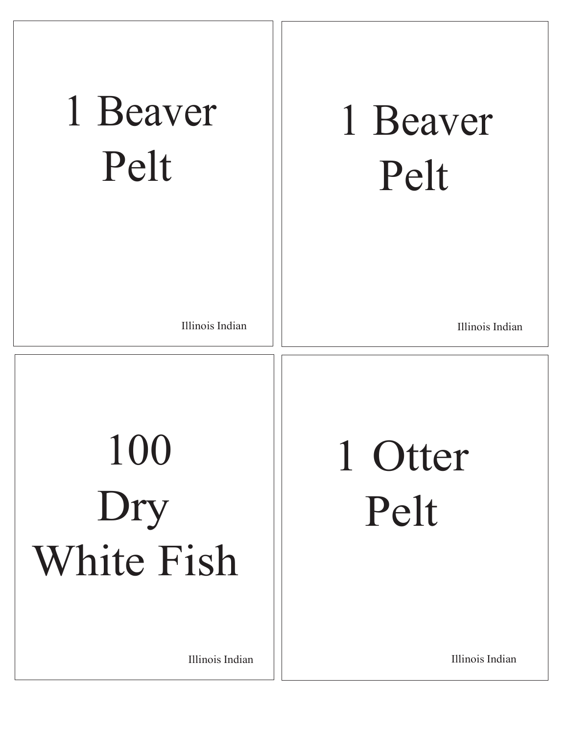1 Beaver
Pelt

Illinois Indian

1 Beaver
Pelt

Illinois Indian

100
Dry
White Fish

Illinois Indian

1 Otter
Pelt

Illinois Indian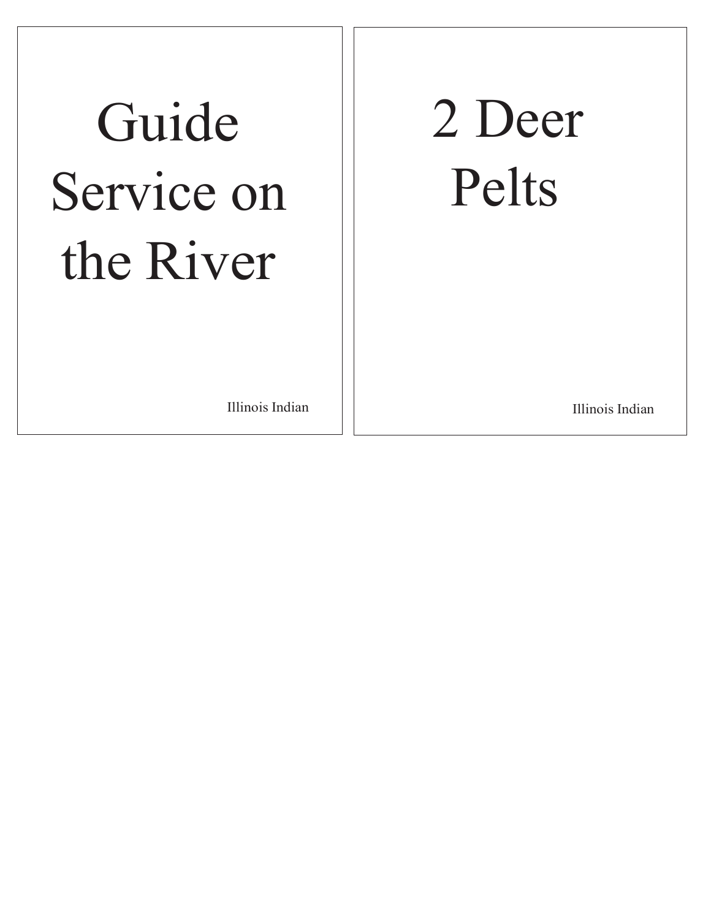Guide Service on the River

Illinois Indian

2 Deer Pelts

Illinois Indian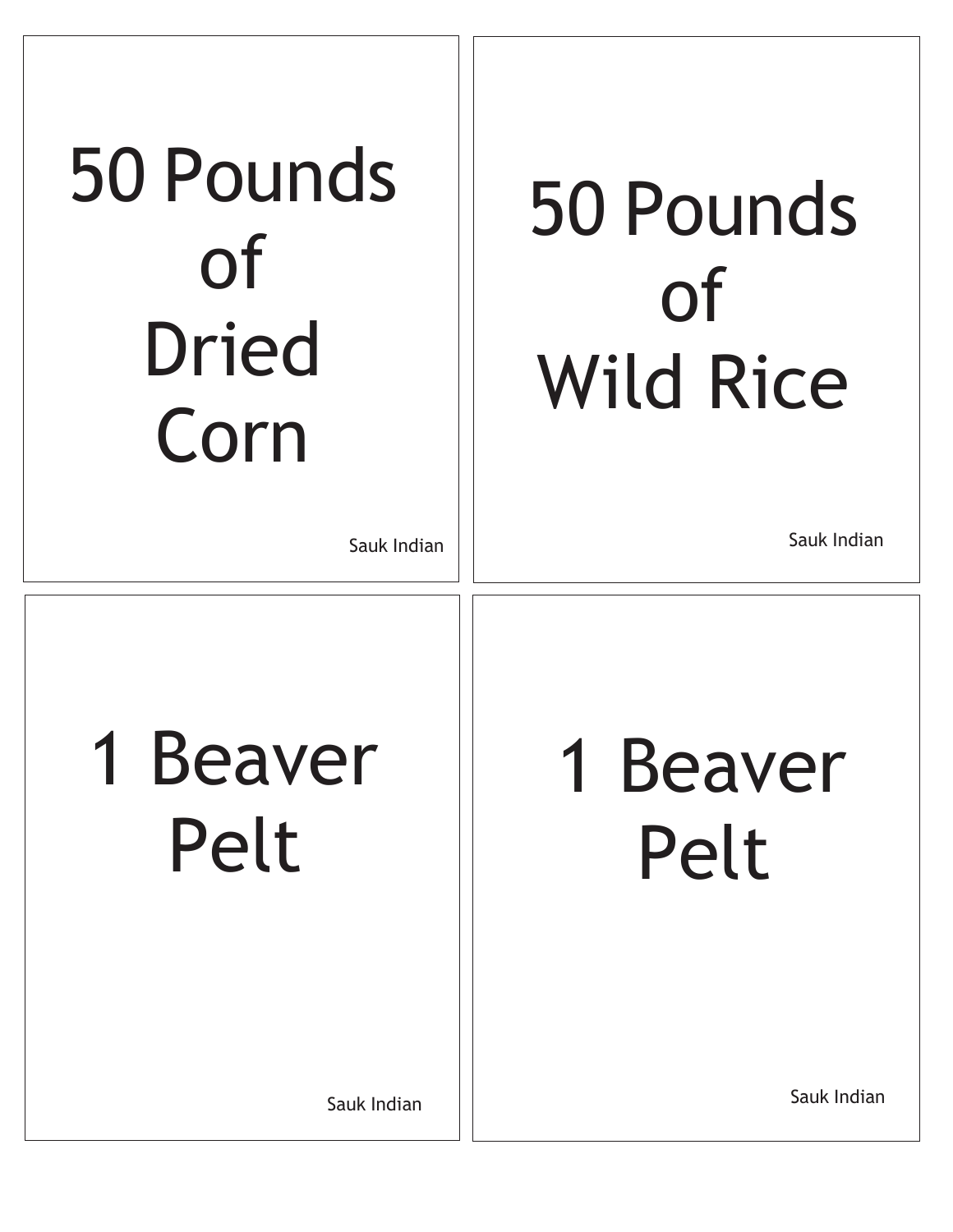50 Pounds
of
Dried
Corn

Sauk Indian

50 Pounds
of
Wild Rice

Sauk Indian

1 Beaver
Pelt

Sauk Indian

1 Beaver
Pelt

Sauk Indian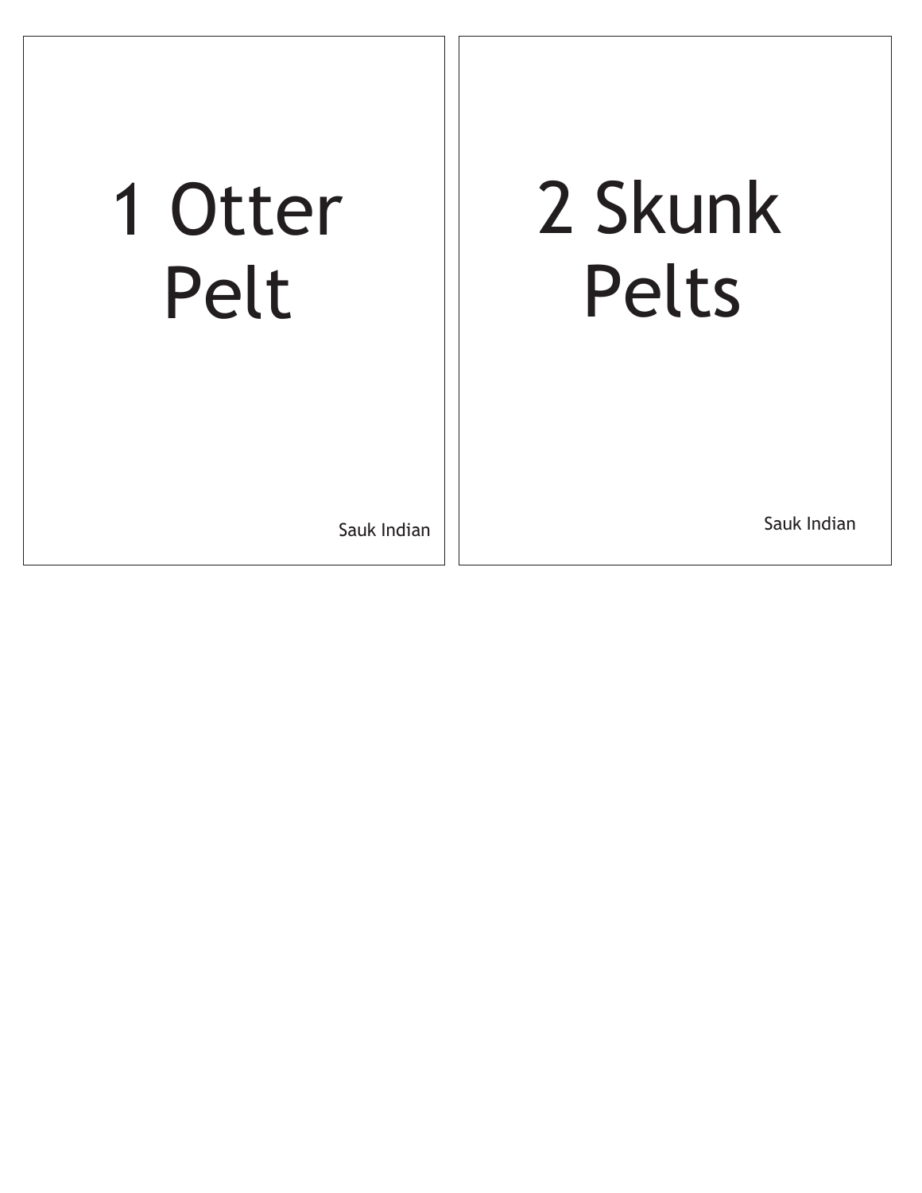1 Otter Pelt

Sauk Indian

2 Skunk Pelts

Sauk Indian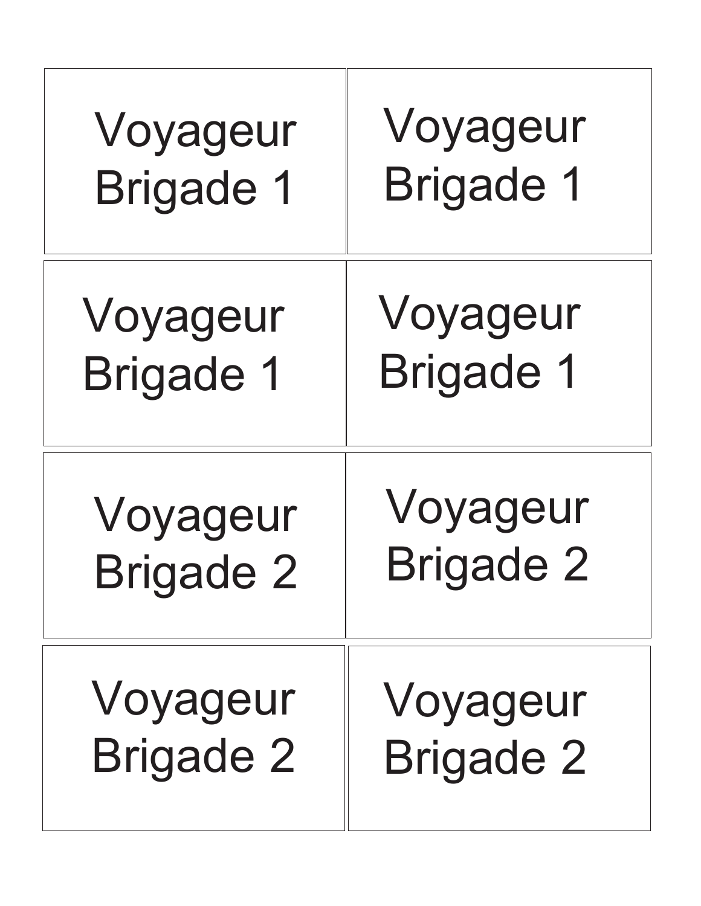| | |
|---|---|
| Voyageur Brigade 1 | Voyageur Brigade 1 |
| Voyageur Brigade 1 | Voyageur Brigade 1 |
| Voyageur Brigade 2 | Voyageur Brigade 2 |
| Voyageur Brigade 2 | Voyageur Brigade 2 |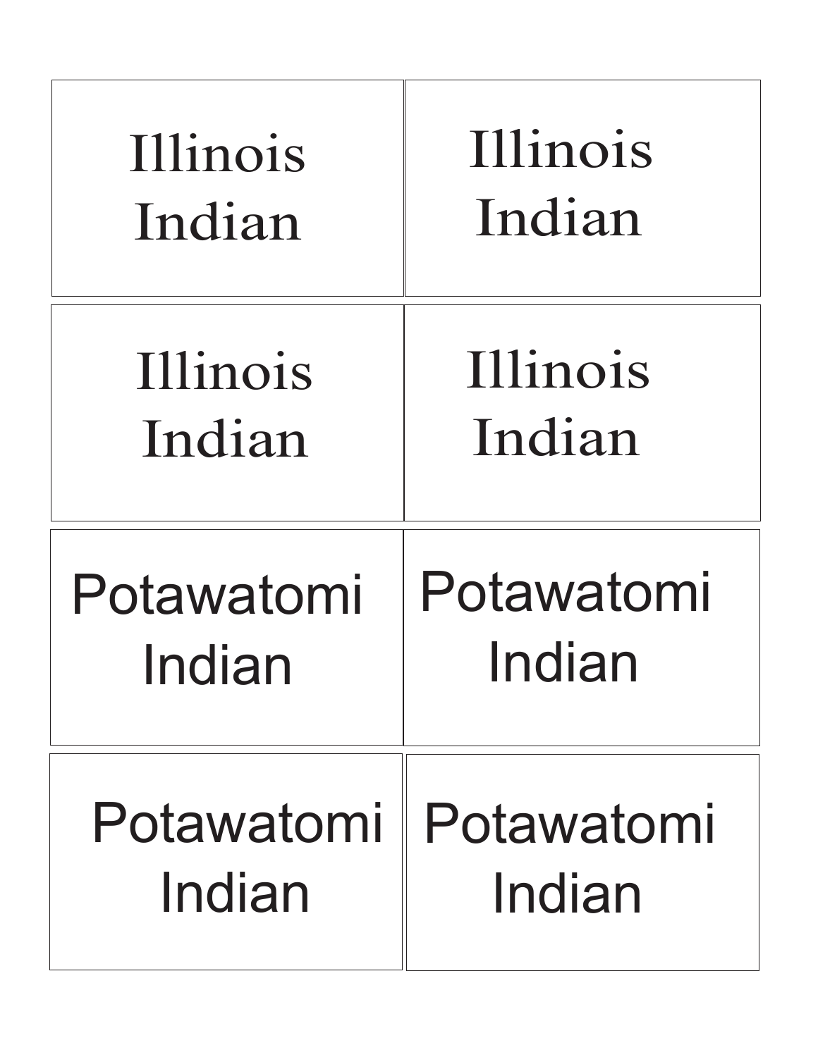| | |
|---|---|
| Illinois Indian | Illinois Indian |
| Illinois Indian | Illinois Indian |
| Potawatomi Indian | Potawatomi Indian |
| Potawatomi Indian | Potawatomi Indian |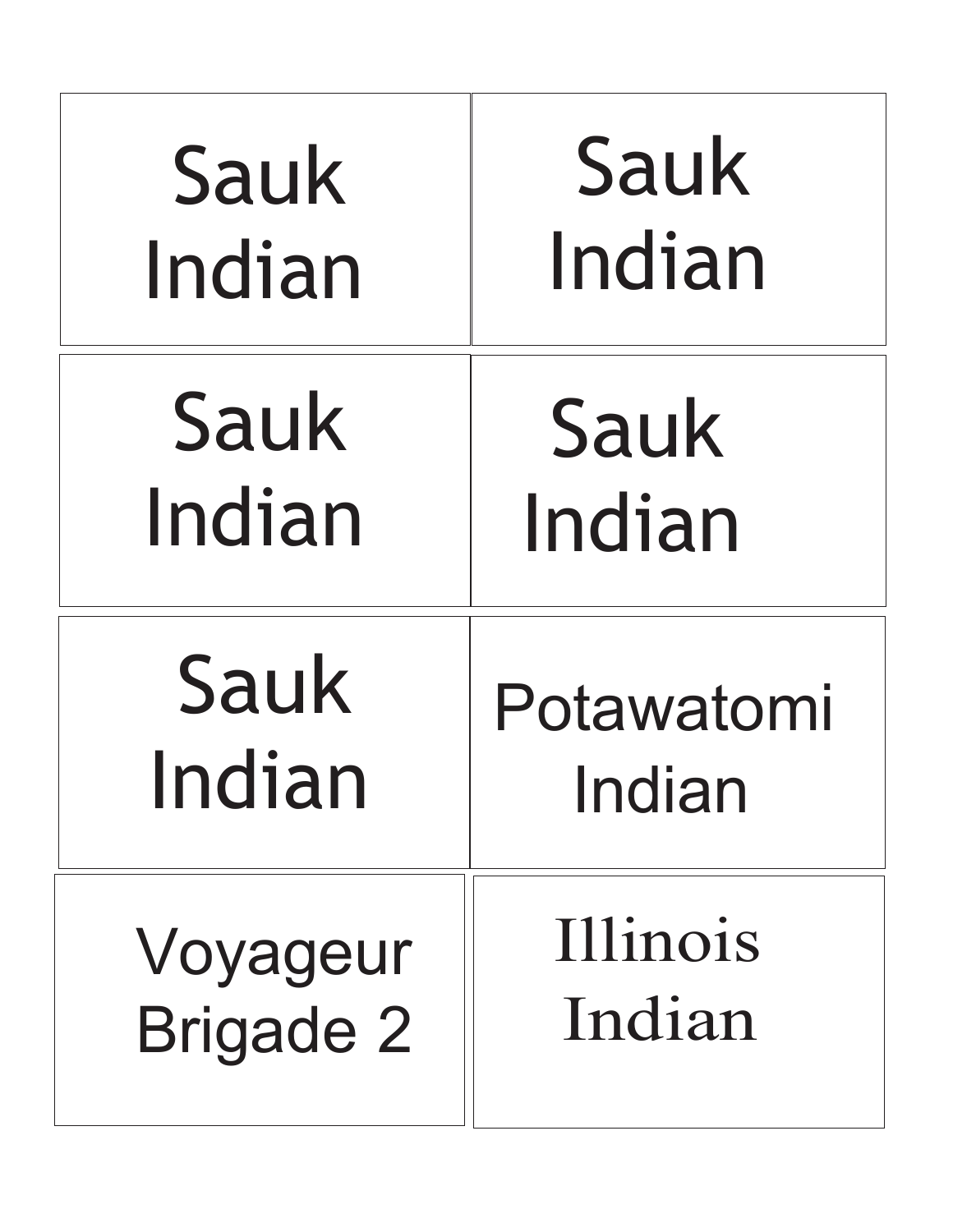| | |
|---|---|
| Sauk Indian | Sauk Indian |
| Sauk Indian | Sauk Indian |
| Sauk Indian | Potawatomi Indian |
| Voyageur Brigade 2 | Illinois Indian |